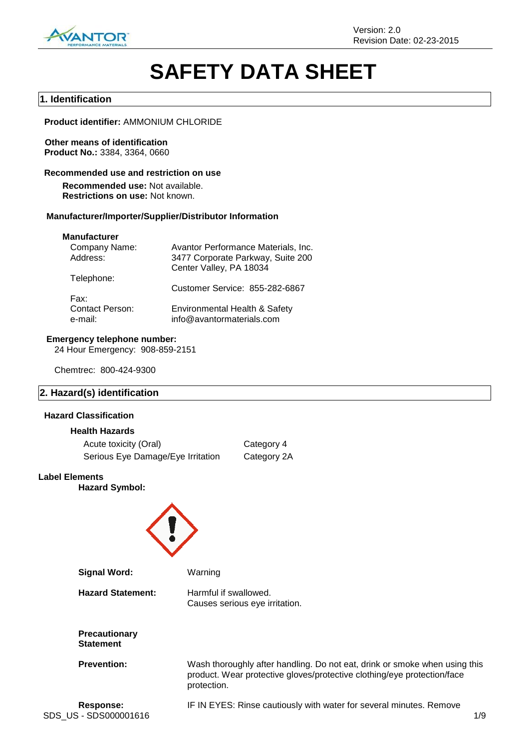# SAFETY DATA SHEET

## 1. Identification

**Product identifier:** AMMONIUM CHLORIDE

**Other means of identification**
**Product No.:** 3384, 3364, 0660

**Recommended use and restriction on use**

**Recommended use:** Not available.
**Restrictions on use:** Not known.

**Manufacturer/Importer/Supplier/Distributor Information**

**Manufacturer**

| | |
|---|---|
| Company Name: | Avantor Performance Materials, Inc. |
| Address: | 3477 Corporate Parkway, Suite 200<br>Center Valley, PA 18034 |
| Telephone: | Customer Service: 855-282-6867 |
| Fax: | |
| Contact Person: | Environmental Health & Safety |
| e-mail: | info@avantormaterials.com |

**Emergency telephone number:**
24 Hour Emergency: 908-859-2151

Chemtrec: 800-424-9300

## 2. Hazard(s) identification

**Hazard Classification**

**Health Hazards**

| | |
|---|---|
| Acute toxicity (Oral) | Category 4 |
| Serious Eye Damage/Eye Irritation | Category 2A |

**Label Elements**

**Hazard Symbol:**

**Signal Word:** Warning

**Hazard Statement:** Harmful if swallowed.
Causes serious eye irritation.

**Precautionary Statement**

**Prevention:** Wash thoroughly after handling. Do not eat, drink or smoke when using this product. Wear protective gloves/protective clothing/eye protection/face protection.

**Response:** IF IN EYES: Rinse cautiously with water for several minutes. Remove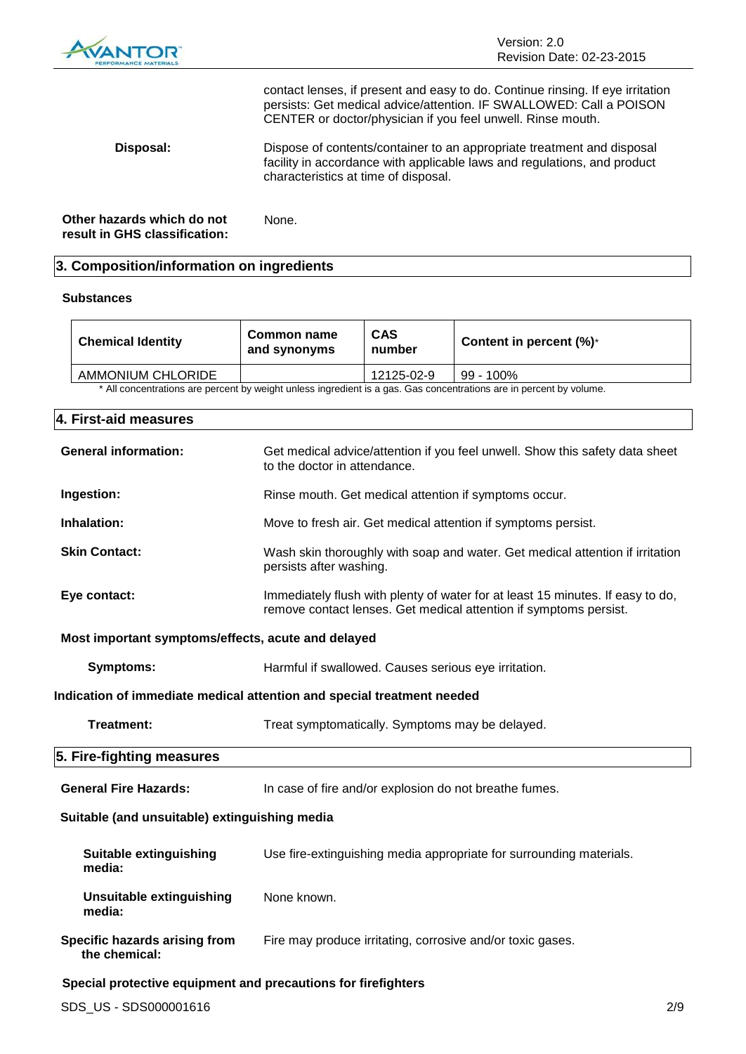contact lenses, if present and easy to do. Continue rinsing. If eye irritation persists: Get medical advice/attention. IF SWALLOWED: Call a POISON CENTER or doctor/physician if you feel unwell. Rinse mouth.

**Disposal:** Dispose of contents/container to an appropriate treatment and disposal facility in accordance with applicable laws and regulations, and product characteristics at time of disposal.

**Other hazards which do not result in GHS classification:** None.

## 3. Composition/information on ingredients

**Substances**

| Chemical Identity | Common name and synonyms | CAS number | Content in percent (%)* |
|---|---|---|---|
| AMMONIUM CHLORIDE | | 12125-02-9 | 99 - 100% |

* All concentrations are percent by weight unless ingredient is a gas. Gas concentrations are in percent by volume.

## 4. First-aid measures

**General information:** Get medical advice/attention if you feel unwell. Show this safety data sheet to the doctor in attendance.

**Ingestion:** Rinse mouth. Get medical attention if symptoms occur.

**Inhalation:** Move to fresh air. Get medical attention if symptoms persist.

**Skin Contact:** Wash skin thoroughly with soap and water. Get medical attention if irritation persists after washing.

**Eye contact:** Immediately flush with plenty of water for at least 15 minutes. If easy to do, remove contact lenses. Get medical attention if symptoms persist.

**Most important symptoms/effects, acute and delayed**

**Symptoms:** Harmful if swallowed. Causes serious eye irritation.

**Indication of immediate medical attention and special treatment needed**

**Treatment:** Treat symptomatically. Symptoms may be delayed.

## 5. Fire-fighting measures

**General Fire Hazards:** In case of fire and/or explosion do not breathe fumes.

**Suitable (and unsuitable) extinguishing media**

**Suitable extinguishing media:** Use fire-extinguishing media appropriate for surrounding materials.

**Unsuitable extinguishing media:** None known.

**Specific hazards arising from the chemical:** Fire may produce irritating, corrosive and/or toxic gases.

**Special protective equipment and precautions for firefighters**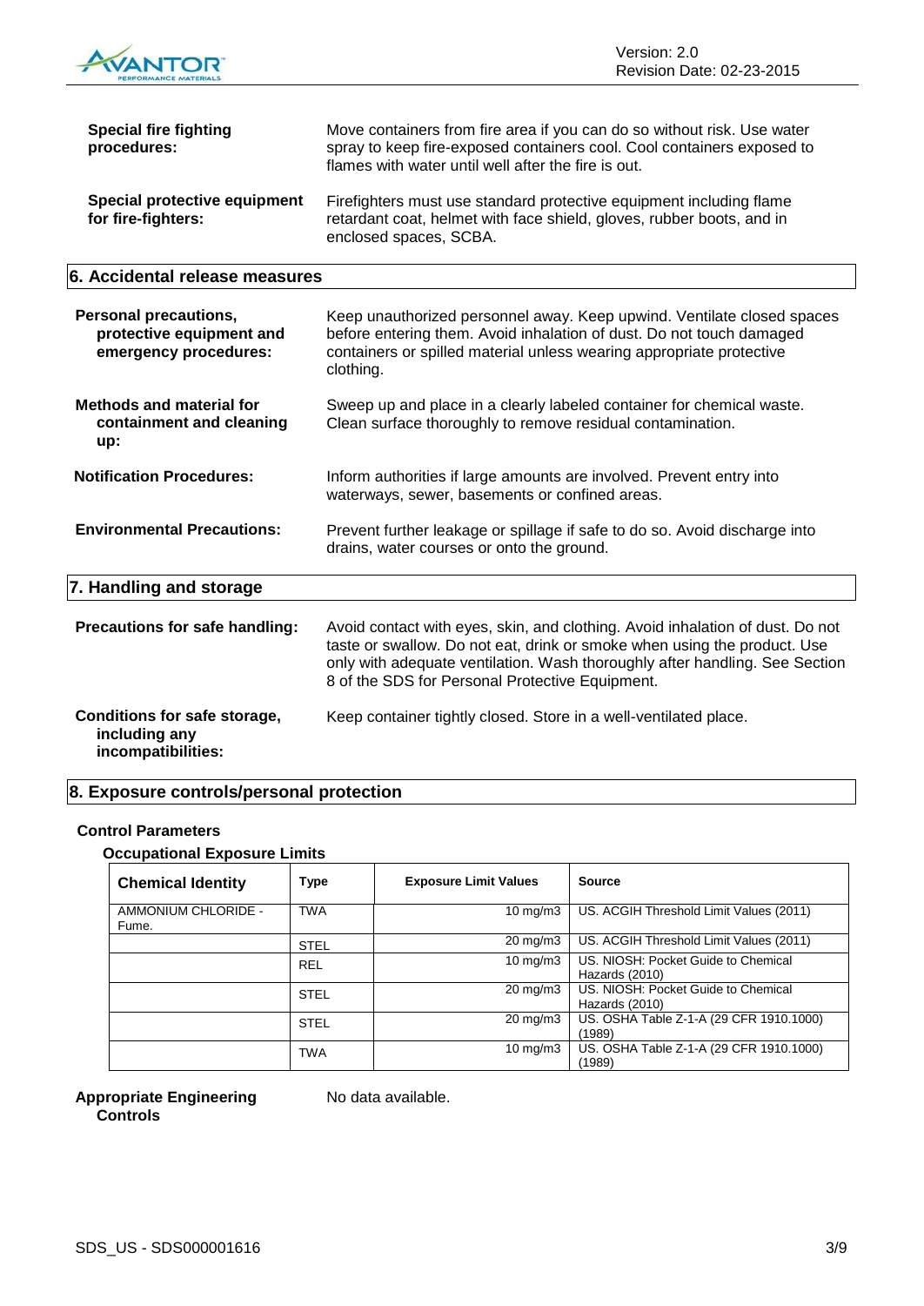**Special fire fighting procedures:** Move containers from fire area if you can do so without risk. Use water spray to keep fire-exposed containers cool. Cool containers exposed to flames with water until well after the fire is out.

**Special protective equipment for fire-fighters:** Firefighters must use standard protective equipment including flame retardant coat, helmet with face shield, gloves, rubber boots, and in enclosed spaces, SCBA.

## 6. Accidental release measures

**Personal precautions, protective equipment and emergency procedures:** Keep unauthorized personnel away. Keep upwind. Ventilate closed spaces before entering them. Avoid inhalation of dust. Do not touch damaged containers or spilled material unless wearing appropriate protective clothing.

**Methods and material for containment and cleaning up:** Sweep up and place in a clearly labeled container for chemical waste. Clean surface thoroughly to remove residual contamination.

**Notification Procedures:** Inform authorities if large amounts are involved. Prevent entry into waterways, sewer, basements or confined areas.

**Environmental Precautions:** Prevent further leakage or spillage if safe to do so. Avoid discharge into drains, water courses or onto the ground.

## 7. Handling and storage

**Precautions for safe handling:** Avoid contact with eyes, skin, and clothing. Avoid inhalation of dust. Do not taste or swallow. Do not eat, drink or smoke when using the product. Use only with adequate ventilation. Wash thoroughly after handling. See Section 8 of the SDS for Personal Protective Equipment.

**Conditions for safe storage, including any incompatibilities:** Keep container tightly closed. Store in a well-ventilated place.

## 8. Exposure controls/personal protection

### Control Parameters

**Occupational Exposure Limits**

| Chemical Identity | Type | Exposure Limit Values | Source |
|---|---|---|---|
| AMMONIUM CHLORIDE - Fume. | TWA | 10 mg/m3 | US. ACGIH Threshold Limit Values (2011) |
| | STEL | 20 mg/m3 | US. ACGIH Threshold Limit Values (2011) |
| | REL | 10 mg/m3 | US. NIOSH: Pocket Guide to Chemical Hazards (2010) |
| | STEL | 20 mg/m3 | US. NIOSH: Pocket Guide to Chemical Hazards (2010) |
| | STEL | 20 mg/m3 | US. OSHA Table Z-1-A (29 CFR 1910.1000) (1989) |
| | TWA | 10 mg/m3 | US. OSHA Table Z-1-A (29 CFR 1910.1000) (1989) |

**Appropriate Engineering Controls:** No data available.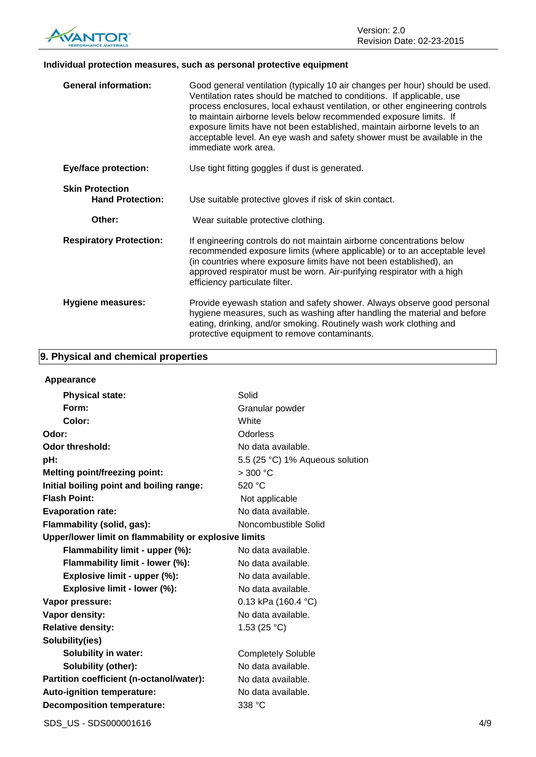### Individual protection measures, such as personal protective equipment

| | |
|---|---|
| **General information:** | Good general ventilation (typically 10 air changes per hour) should be used. Ventilation rates should be matched to conditions. If applicable, use process enclosures, local exhaust ventilation, or other engineering controls to maintain airborne levels below recommended exposure limits. If exposure limits have not been established, maintain airborne levels to an acceptable level. An eye wash and safety shower must be available in the immediate work area. |
| **Eye/face protection:** | Use tight fitting goggles if dust is generated. |
| **Skin Protection** | |
| **Hand Protection:** | Use suitable protective gloves if risk of skin contact. |
| **Other:** | Wear suitable protective clothing. |
| **Respiratory Protection:** | If engineering controls do not maintain airborne concentrations below recommended exposure limits (where applicable) or to an acceptable level (in countries where exposure limits have not been established), an approved respirator must be worn. Air-purifying respirator with a high efficiency particulate filter. |
| **Hygiene measures:** | Provide eyewash station and safety shower. Always observe good personal hygiene measures, such as washing after handling the material and before eating, drinking, and/or smoking. Routinely wash work clothing and protective equipment to remove contaminants. |

## 9. Physical and chemical properties

| | |
|---|---|
| **Appearance** | |
| **Physical state:** | Solid |
| **Form:** | Granular powder |
| **Color:** | White |
| **Odor:** | Odorless |
| **Odor threshold:** | No data available. |
| **pH:** | 5.5 (25 °C) 1% Aqueous solution |
| **Melting point/freezing point:** | > 300 °C |
| **Initial boiling point and boiling range:** | 520 °C |
| **Flash Point:** | Not applicable |
| **Evaporation rate:** | No data available. |
| **Flammability (solid, gas):** | Noncombustible Solid |
| **Upper/lower limit on flammability or explosive limits** | |
| **Flammability limit - upper (%):** | No data available. |
| **Flammability limit - lower (%):** | No data available. |
| **Explosive limit - upper (%):** | No data available. |
| **Explosive limit - lower (%):** | No data available. |
| **Vapor pressure:** | 0.13 kPa (160.4 °C) |
| **Vapor density:** | No data available. |
| **Relative density:** | 1.53 (25 °C) |
| **Solubility(ies)** | |
| **Solubility in water:** | Completely Soluble |
| **Solubility (other):** | No data available. |
| **Partition coefficient (n-octanol/water):** | No data available. |
| **Auto-ignition temperature:** | No data available. |
| **Decomposition temperature:** | 338 °C |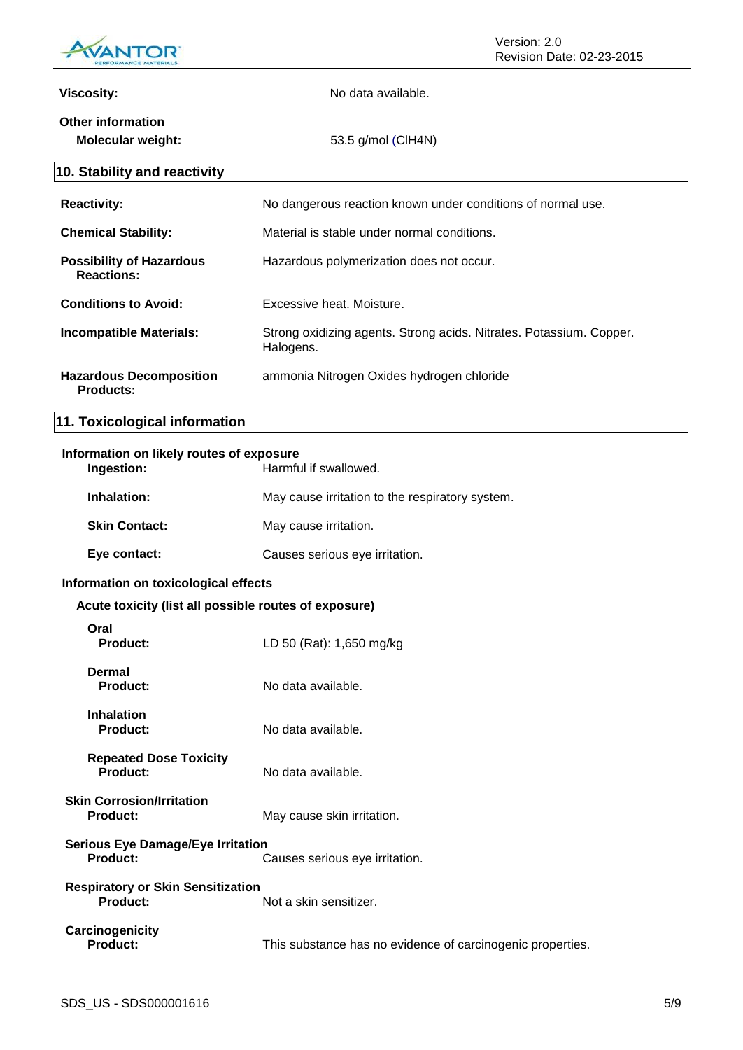**Viscosity:** No data available.

**Other information**

**Molecular weight:** 53.5 g/mol ($ClH_4N$)

## 10. Stability and reactivity

**Reactivity:** No dangerous reaction known under conditions of normal use.

**Chemical Stability:** Material is stable under normal conditions.

**Possibility of Hazardous Reactions:** Hazardous polymerization does not occur.

**Conditions to Avoid:** Excessive heat. Moisture.

**Incompatible Materials:** Strong oxidizing agents. Strong acids. Nitrates. Potassium. Copper. Halogens.

**Hazardous Decomposition Products:** ammonia Nitrogen Oxides hydrogen chloride

## 11. Toxicological information

**Information on likely routes of exposure**

**Ingestion:** Harmful if swallowed.

**Inhalation:** May cause irritation to the respiratory system.

**Skin Contact:** May cause irritation.

**Eye contact:** Causes serious eye irritation.

**Information on toxicological effects**

**Acute toxicity (list all possible routes of exposure)**

**Oral**
**Product:** LD 50 (Rat): 1,650 mg/kg

**Dermal**
**Product:** No data available.

**Inhalation**
**Product:** No data available.

**Repeated Dose Toxicity**
**Product:** No data available.

**Skin Corrosion/Irritation**
**Product:** May cause skin irritation.

**Serious Eye Damage/Eye Irritation**
**Product:** Causes serious eye irritation.

**Respiratory or Skin Sensitization**
**Product:** Not a skin sensitizer.

**Carcinogenicity**
**Product:** This substance has no evidence of carcinogenic properties.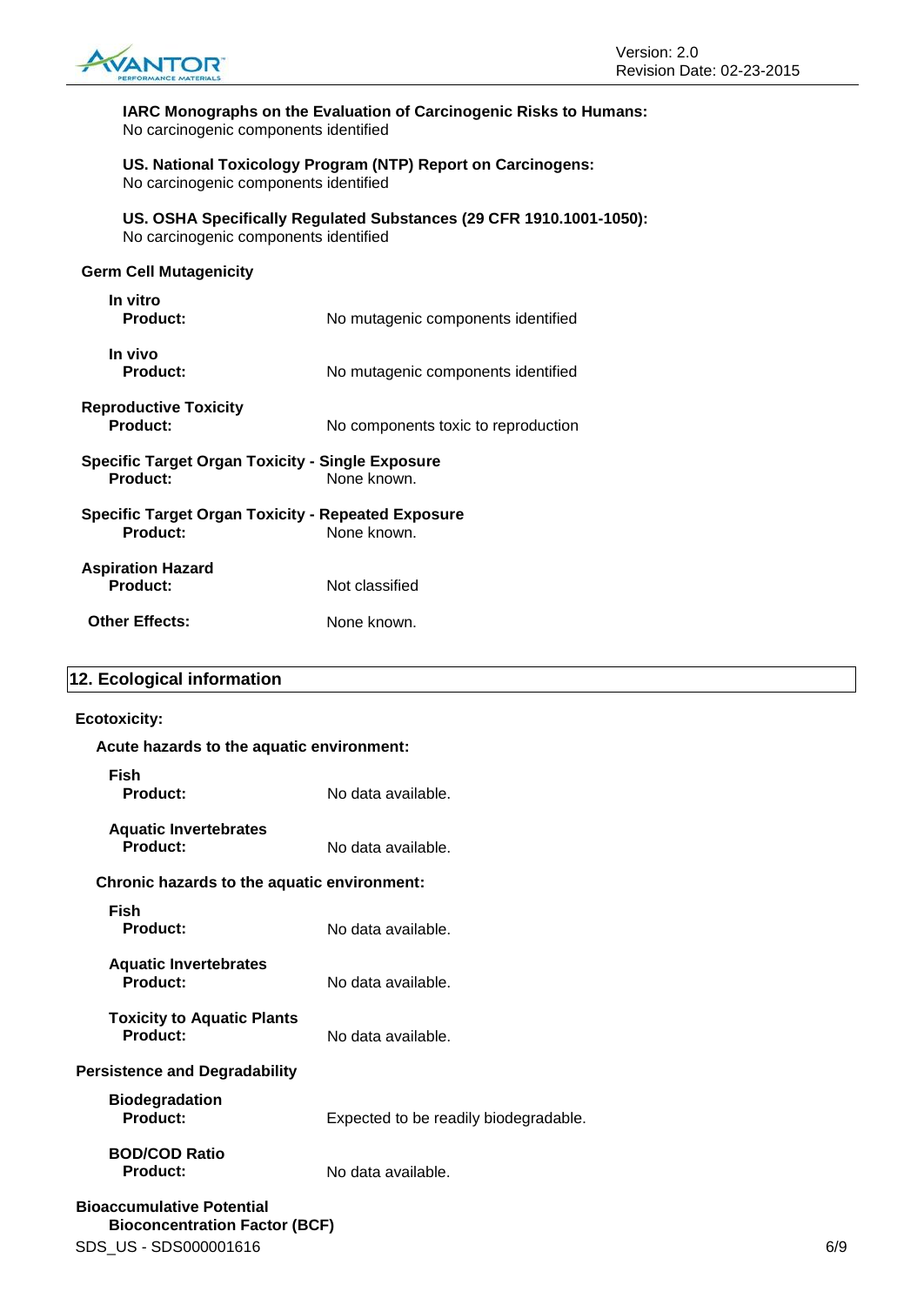**IARC Monographs on the Evaluation of Carcinogenic Risks to Humans:**
No carcinogenic components identified

**US. National Toxicology Program (NTP) Report on Carcinogens:**
No carcinogenic components identified

**US. OSHA Specifically Regulated Substances (29 CFR 1910.1001-1050):**
No carcinogenic components identified

**Germ Cell Mutagenicity**

**In vitro**
**Product:** No mutagenic components identified

**In vivo**
**Product:** No mutagenic components identified

**Reproductive Toxicity**
**Product:** No components toxic to reproduction

**Specific Target Organ Toxicity - Single Exposure**
**Product:** None known.

**Specific Target Organ Toxicity - Repeated Exposure**
**Product:** None known.

**Aspiration Hazard**
**Product:** Not classified

**Other Effects:** None known.

## 12. Ecological information

**Ecotoxicity:**

**Acute hazards to the aquatic environment:**

**Fish**
**Product:** No data available.

**Aquatic Invertebrates**
**Product:** No data available.

**Chronic hazards to the aquatic environment:**

**Fish**
**Product:** No data available.

**Aquatic Invertebrates**
**Product:** No data available.

**Toxicity to Aquatic Plants**
**Product:** No data available.

**Persistence and Degradability**

**Biodegradation**
**Product:** Expected to be readily biodegradable.

**BOD/COD Ratio**
**Product:** No data available.

**Bioaccumulative Potential**
**Bioconcentration Factor (BCF)**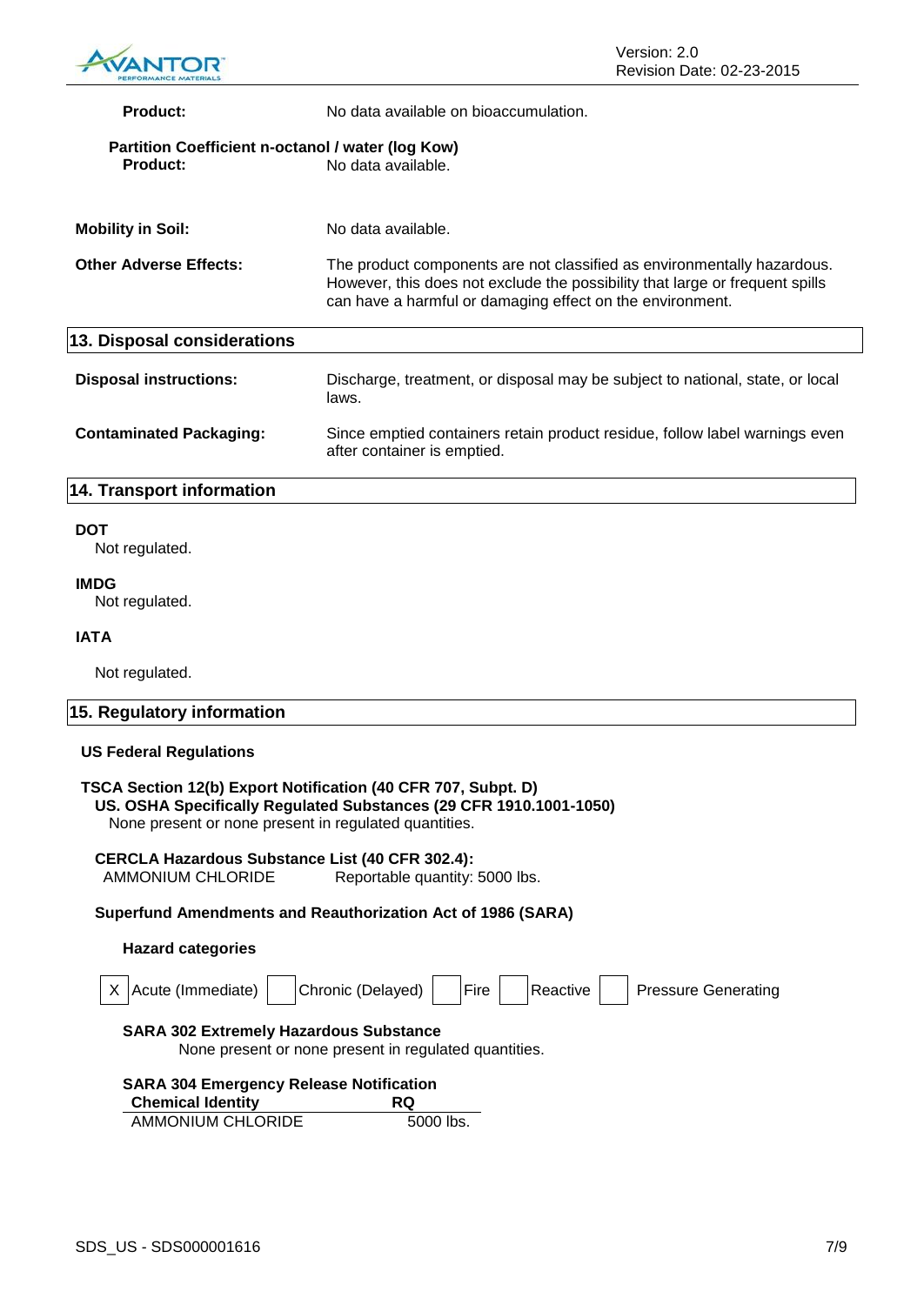**Product:** No data available on bioaccumulation.

**Partition Coefficient n-octanol / water (log Kow)**
**Product:** No data available.

**Mobility in Soil:** No data available.

**Other Adverse Effects:** The product components are not classified as environmentally hazardous. However, this does not exclude the possibility that large or frequent spills can have a harmful or damaging effect on the environment.

## 13. Disposal considerations

**Disposal instructions:** Discharge, treatment, or disposal may be subject to national, state, or local laws.

**Contaminated Packaging:** Since emptied containers retain product residue, follow label warnings even after container is emptied.

## 14. Transport information

**DOT**
Not regulated.

**IMDG**
Not regulated.

**IATA**

Not regulated.

## 15. Regulatory information

**US Federal Regulations**

**TSCA Section 12(b) Export Notification (40 CFR 707, Subpt. D)**
**US. OSHA Specifically Regulated Substances (29 CFR 1910.1001-1050)**
None present or none present in regulated quantities.

**CERCLA Hazardous Substance List (40 CFR 302.4):**
AMMONIUM CHLORIDE Reportable quantity: 5000 lbs.

**Superfund Amendments and Reauthorization Act of 1986 (SARA)**

**Hazard categories**

| X | Acute (Immediate) | | Chronic (Delayed) | | Fire | | Reactive | | Pressure Generating |
|---|---|---|---|---|---|---|---|---|---|

**SARA 302 Extremely Hazardous Substance**
None present or none present in regulated quantities.

**SARA 304 Emergency Release Notification**

| Chemical Identity | RQ |
|---|---|
| AMMONIUM CHLORIDE | 5000 lbs. |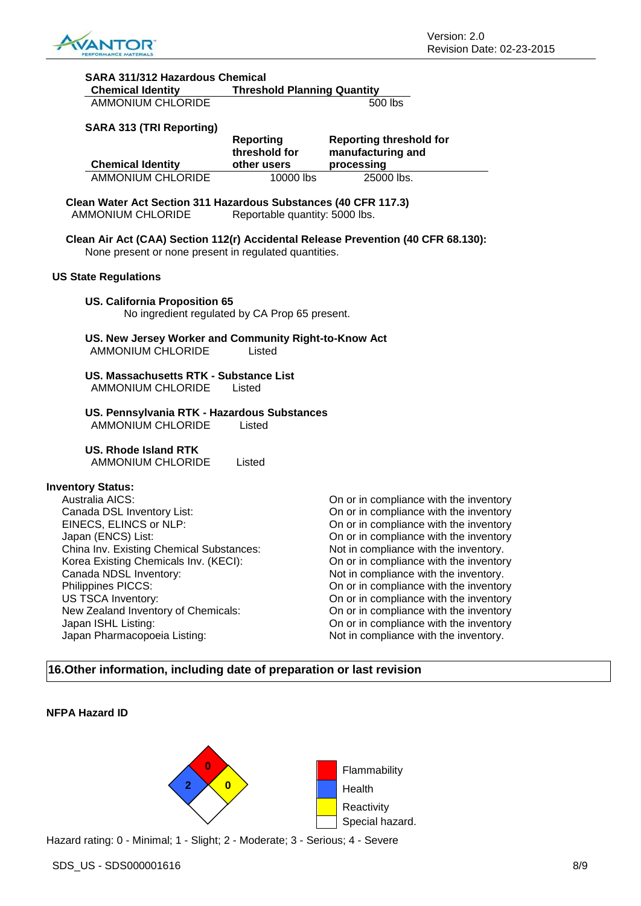**SARA 311/312 Hazardous Chemical**

| Chemical Identity | Threshold Planning Quantity |
|---|---|
| AMMONIUM CHLORIDE | 500 lbs |

**SARA 313 (TRI Reporting)**

| Chemical Identity | Reporting threshold for other users | Reporting threshold for manufacturing and processing |
|---|---|---|
| AMMONIUM CHLORIDE | 10000 lbs | 25000 lbs. |

**Clean Water Act Section 311 Hazardous Substances (40 CFR 117.3)**

AMMONIUM CHLORIDE Reportable quantity: 5000 lbs.

**Clean Air Act (CAA) Section 112(r) Accidental Release Prevention (40 CFR 68.130):**

None present or none present in regulated quantities.

**US State Regulations**

**US. California Proposition 65**

No ingredient regulated by CA Prop 65 present.

**US. New Jersey Worker and Community Right-to-Know Act**

AMMONIUM CHLORIDE Listed

**US. Massachusetts RTK - Substance List**

AMMONIUM CHLORIDE Listed

**US. Pennsylvania RTK - Hazardous Substances**

AMMONIUM CHLORIDE Listed

**US. Rhode Island RTK**

AMMONIUM CHLORIDE Listed

**Inventory Status:**

| | |
|---|---|
| Australia AICS: | On or in compliance with the inventory |
| Canada DSL Inventory List: | On or in compliance with the inventory |
| EINECS, ELINCS or NLP: | On or in compliance with the inventory |
| Japan (ENCS) List: | On or in compliance with the inventory |
| China Inv. Existing Chemical Substances: | Not in compliance with the inventory. |
| Korea Existing Chemicals Inv. (KECI): | On or in compliance with the inventory |
| Canada NDSL Inventory: | Not in compliance with the inventory. |
| Philippines PICCS: | On or in compliance with the inventory |
| US TSCA Inventory: | On or in compliance with the inventory |
| New Zealand Inventory of Chemicals: | On or in compliance with the inventory |
| Japan ISHL Listing: | On or in compliance with the inventory |
| Japan Pharmacopoeia Listing: | Not in compliance with the inventory. |

## 16.Other information, including date of preparation or last revision

**NFPA Hazard ID**

| Category | Rating |
|---|---|
| Flammability | 0 |
| Health | 2 |
| Reactivity | 0 |
| Special hazard. | |

Hazard rating: 0 - Minimal; 1 - Slight; 2 - Moderate; 3 - Serious; 4 - Severe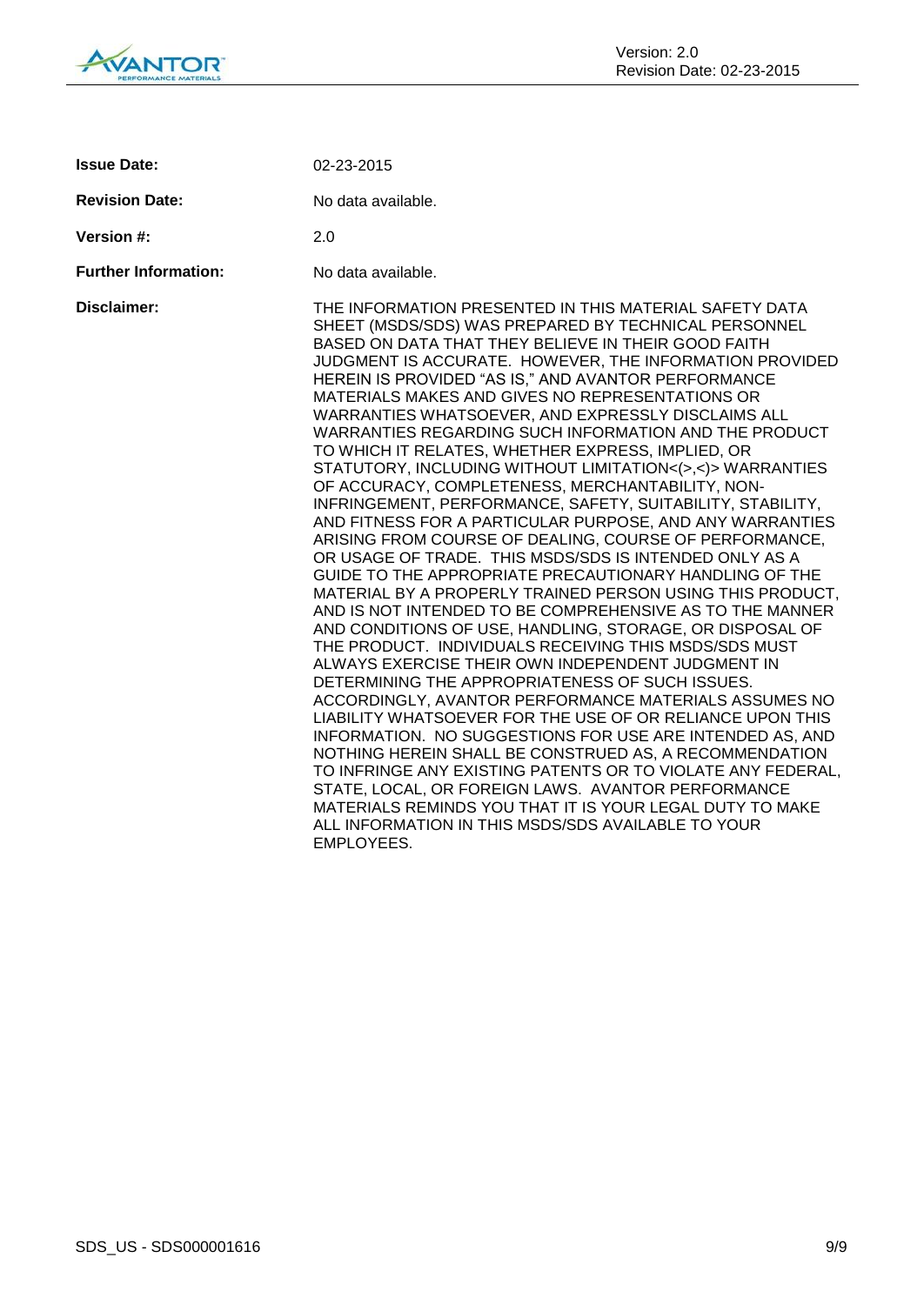| | |
|---|---|
| **Issue Date:** | 02-23-2015 |
| **Revision Date:** | No data available. |
| **Version #:** | 2.0 |
| **Further Information:** | No data available. |
| **Disclaimer:** | THE INFORMATION PRESENTED IN THIS MATERIAL SAFETY DATA SHEET (MSDS/SDS) WAS PREPARED BY TECHNICAL PERSONNEL BASED ON DATA THAT THEY BELIEVE IN THEIR GOOD FAITH JUDGMENT IS ACCURATE. HOWEVER, THE INFORMATION PROVIDED HEREIN IS PROVIDED "AS IS," AND AVANTOR PERFORMANCE MATERIALS MAKES AND GIVES NO REPRESENTATIONS OR WARRANTIES WHATSOEVER, AND EXPRESSLY DISCLAIMS ALL WARRANTIES REGARDING SUCH INFORMATION AND THE PRODUCT TO WHICH IT RELATES, WHETHER EXPRESS, IMPLIED, OR STATUTORY, INCLUDING WITHOUT LIMITATION<(>,<)> WARRANTIES OF ACCURACY, COMPLETENESS, MERCHANTABILITY, NON-INFRINGEMENT, PERFORMANCE, SAFETY, SUITABILITY, STABILITY, AND FITNESS FOR A PARTICULAR PURPOSE, AND ANY WARRANTIES ARISING FROM COURSE OF DEALING, COURSE OF PERFORMANCE, OR USAGE OF TRADE. THIS MSDS/SDS IS INTENDED ONLY AS A GUIDE TO THE APPROPRIATE PRECAUTIONARY HANDLING OF THE MATERIAL BY A PROPERLY TRAINED PERSON USING THIS PRODUCT, AND IS NOT INTENDED TO BE COMPREHENSIVE AS TO THE MANNER AND CONDITIONS OF USE, HANDLING, STORAGE, OR DISPOSAL OF THE PRODUCT. INDIVIDUALS RECEIVING THIS MSDS/SDS MUST ALWAYS EXERCISE THEIR OWN INDEPENDENT JUDGMENT IN DETERMINING THE APPROPRIATENESS OF SUCH ISSUES. ACCORDINGLY, AVANTOR PERFORMANCE MATERIALS ASSUMES NO LIABILITY WHATSOEVER FOR THE USE OF OR RELIANCE UPON THIS INFORMATION. NO SUGGESTIONS FOR USE ARE INTENDED AS, AND NOTHING HEREIN SHALL BE CONSTRUED AS, A RECOMMENDATION TO INFRINGE ANY EXISTING PATENTS OR TO VIOLATE ANY FEDERAL, STATE, LOCAL, OR FOREIGN LAWS. AVANTOR PERFORMANCE MATERIALS REMINDS YOU THAT IT IS YOUR LEGAL DUTY TO MAKE ALL INFORMATION IN THIS MSDS/SDS AVAILABLE TO YOUR EMPLOYEES. |